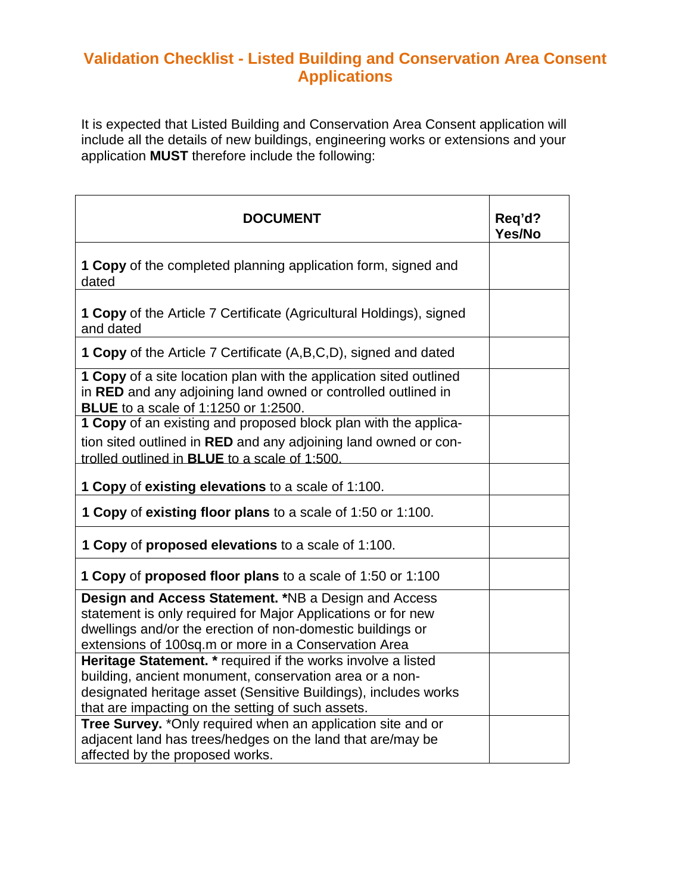# Validation Checklist - Listed Building and Conservation Area Consent Applications

It is expected that Listed Building and Conservation Area Consent application will include all the details of new buildings, engineering works or extensions and your application **MUST** therefore include the following:

| **DOCUMENT** | **Req'd? Yes/No** |
|---|---|
| **1 Copy** of the completed planning application form, signed and dated | |
| **1 Copy** of the Article 7 Certificate (Agricultural Holdings), signed and dated | |
| **1 Copy** of the Article 7 Certificate (A,B,C,D), signed and dated | |
| **1 Copy** of a site location plan with the application sited outlined in **RED** and any adjoining land owned or controlled outlined in **BLUE** to a scale of 1:1250 or 1:2500. | |
| **1 Copy** of an existing and proposed block plan with the application sited outlined in **RED** and any adjoining land owned or controlled outlined in **BLUE** to a scale of 1:500. | |
| **1 Copy** of **existing elevations** to a scale of 1:100. | |
| **1 Copy** of **existing floor plans** to a scale of 1:50 or 1:100. | |
| **1 Copy** of **proposed elevations** to a scale of 1:100. | |
| **1 Copy** of **proposed floor plans** to a scale of 1:50 or 1:100 | |
| **Design and Access Statement. \***NB a Design and Access statement is only required for Major Applications or for new dwellings and/or the erection of non-domestic buildings or extensions of 100sq.m or more in a Conservation Area | |
| **Heritage Statement. \*** required if the works involve a listed building, ancient monument, conservation area or a non-designated heritage asset (Sensitive Buildings), includes works that are impacting on the setting of such assets. | |
| **Tree Survey.** \*Only required when an application site and or adjacent land has trees/hedges on the land that are/may be affected by the proposed works. | |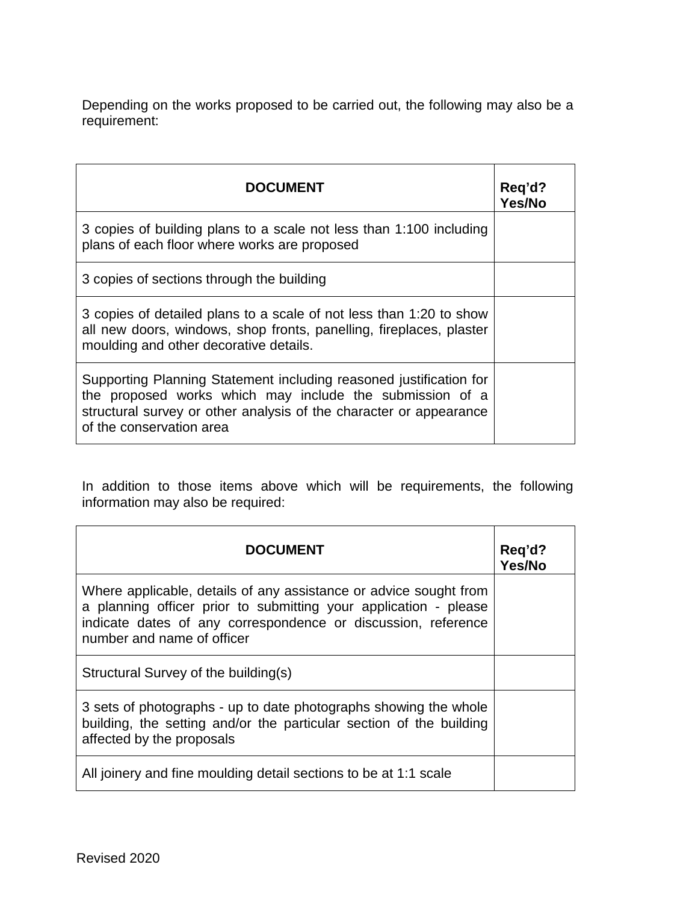Depending on the works proposed to be carried out, the following may also be a requirement:

| DOCUMENT | Req'd? Yes/No |
|---|---|
| 3 copies of building plans to a scale not less than 1:100 including plans of each floor where works are proposed | |
| 3 copies of sections through the building | |
| 3 copies of detailed plans to a scale of not less than 1:20 to show all new doors, windows, shop fronts, panelling, fireplaces, plaster moulding and other decorative details. | |
| Supporting Planning Statement including reasoned justification for the proposed works which may include the submission of a structural survey or other analysis of the character or appearance of the conservation area | |

In addition to those items above which will be requirements, the following information may also be required:

| DOCUMENT | Req'd? Yes/No |
|---|---|
| Where applicable, details of any assistance or advice sought from a planning officer prior to submitting your application - please indicate dates of any correspondence or discussion, reference number and name of officer | |
| Structural Survey of the building(s) | |
| 3 sets of photographs - up to date photographs showing the whole building, the setting and/or the particular section of the building affected by the proposals | |
| All joinery and fine moulding detail sections to be at 1:1 scale | |

Revised 2020